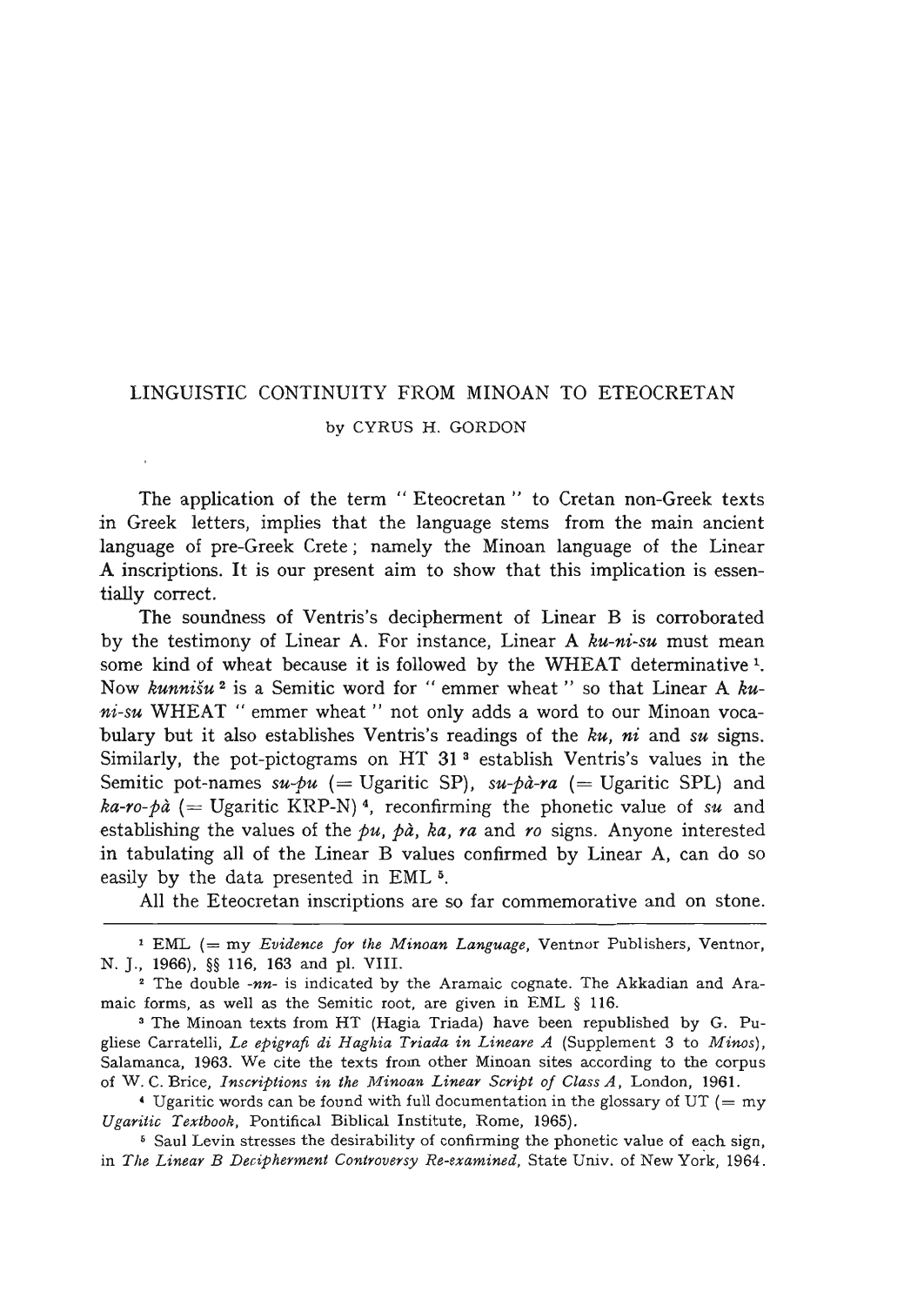# LINGUISTIC CONTINUITY FROM MINOAN TO ETEOCRETAN

by CYRUS H. GORDON

The application of the term " Eteocretan " to Cretan non-Greek texts in Greek letters, implies that the language stems from the main ancient language of pre-Greek Crete; namely the Minoan language of the Linear A inscriptions. It is our present aim to show that this implication is essentially correct.

The soundness of Ventris's decipherment of Linear B is corroborated by the testimony of Linear A. For instance, Linear A *ku-ni-su* must mean some kind of wheat because it is followed by the WHEAT determinative [1]. Now *kunnišu* [2] is a Semitic word for " emmer wheat " so that Linear A *ku-ni-su* WHEAT " emmer wheat " not only adds a word to our Minoan vocabulary but it also establishes Ventris's readings of the *ku*, *ni* and *su* signs. Similarly, the pot-pictograms on HT 31 [3] establish Ventris's values in the Semitic pot-names *su-pu* (= Ugaritic SP), *su-pà-ra* (= Ugaritic SPL) and *ka-ro-pà* (= Ugaritic KRP-N) [4], reconfirming the phonetic value of *su* and establishing the values of the *pu*, *pà*, *ka*, *ra* and *ro* signs. Anyone interested in tabulating all of the Linear B values confirmed by Linear A, can do so easily by the data presented in EML [5].

All the Eteocretan inscriptions are so far commemorative and on stone.

---

[1] EML (= my *Evidence for the Minoan Language*, Ventnor Publishers, Ventnor, N. J., 1966), §§ 116, 163 and pl. VIII.

[2] The double *-nn-* is indicated by the Aramaic cognate. The Akkadian and Aramaic forms, as well as the Semitic root, are given in EML § 116.

[3] The Minoan texts from HT (Hagia Triada) have been republished by G. Pugliese Carratelli, *Le epigrafi di Haghia Triada in Lineare A* (Supplement 3 to *Minos*), Salamanca, 1963. We cite the texts from other Minoan sites according to the corpus of W. C. Brice, *Inscriptions in the Minoan Linear Script of Class A*, London, 1961.

[4] Ugaritic words can be found with full documentation in the glossary of UT (= my *Ugaritic Textbook*, Pontifical Biblical Institute, Rome, 1965).

[5] Saul Levin stresses the desirability of confirming the phonetic value of each sign, in *The Linear B Decipherment Controversy Re-examined*, State Univ. of New York, 1964.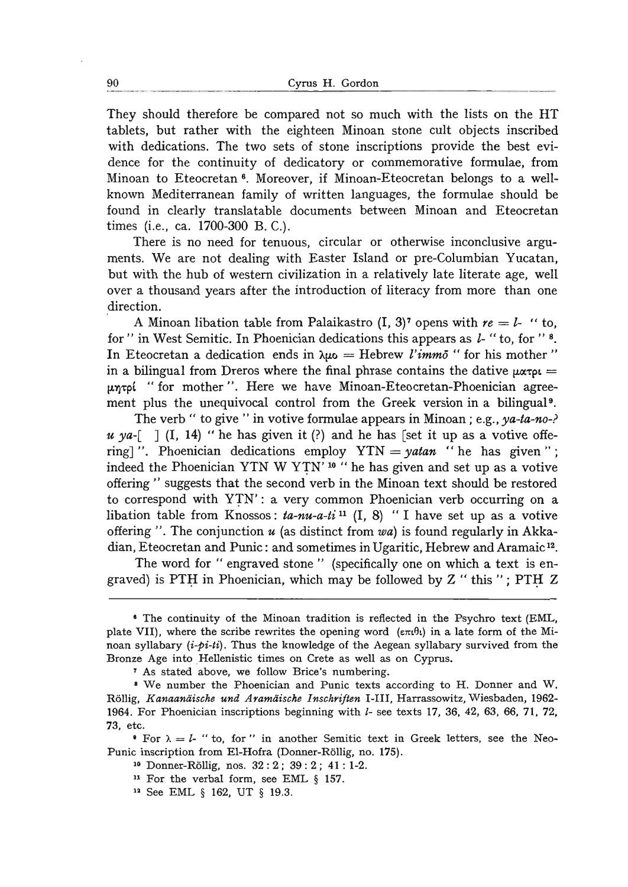They should therefore be compared not so much with the lists on the HT tablets, but rather with the eighteen Minoan stone cult objects inscribed with dedications. The two sets of stone inscriptions provide the best evidence for the continuity of dedicatory or commemorative formulae, from Minoan to Eteocretan [6]. Moreover, if Minoan-Eteocretan belongs to a well-known Mediterranean family of written languages, the formulae should be found in clearly translatable documents between Minoan and Eteocretan times (i.e., ca. 1700-300 B. C.).

There is no need for tenuous, circular or otherwise inconclusive arguments. We are not dealing with Easter Island or pre-Columbian Yucatan, but with the hub of western civilization in a relatively late literate age, well over a thousand years after the introduction of literacy from more than one direction.

A Minoan libation table from Palaikastro (I, 3)[7] opens with *re* = *l*- " to, for " in West Semitic. In Phoenician dedications this appears as *l*- " to, for " [8]. In Eteocretan a dedication ends in λμο = Hebrew *l'immō* " for his mother " in a bilingual from Dreros where the final phrase contains the dative ματρι = μητρί " for mother ". Here we have Minoan-Eteocretan-Phoenician agreement plus the unequivocal control from the Greek version in a bilingual [9].

The verb " to give " in votive formulae appears in Minoan ; e.g., *ya-ta-no-?* *u ya*-[ ] (I, 14) " he has given it (?) and he has [set it up as a votive offering] ". Phoenician dedications employ YTN = *yatan* " he has given " ; indeed the Phoenician YTN W YṬN' [10] " he has given and set up as a votive offering " suggests that the second verb in the Minoan text should be restored to correspond with YṬN' : a very common Phoenician verb occurring on a libation table from Knossos : *ta-nu-a-ti* [11] (I, 8) " I have set up as a votive offering ". The conjunction *u* (as distinct from *wa*) is found regularly in Akkadian, Eteocretan and Punic : and sometimes in Ugaritic, Hebrew and Aramaic [12].

The word for " engraved stone " (specifically one on which a text is engraved) is PTḤ in Phoenician, which may be followed by Z " this " ; PTḤ Z

---

[6] The continuity of the Minoan tradition is reflected in the Psychro text (EML, plate VII), where the scribe rewrites the opening word (επιθι) in a late form of the Minoan syllabary (*i-pi-ti*). Thus the knowledge of the Aegean syllabary survived from the Bronze Age into Hellenistic times on Crete as well as on Cyprus.

[7] As stated above, we follow Brice's numbering.

[8] We number the Phoenician and Punic texts according to H. Donner and W. Röllig, *Kanaanäische und Aramäische Inschriften* I-III, Harrassowitz, Wiesbaden, 1962-1964. For Phoenician inscriptions beginning with *l*- see texts 17, 36, 42, 63, 66, 71, 72, 73, etc.

[9] For λ = *l*- " to, for " in another Semitic text in Greek letters, see the Neo-Punic inscription from El-Hofra (Donner-Röllig, no. 175).

[10] Donner-Röllig, nos. 32 : 2 ; 39 : 2 ; 41 : 1-2.

[11] For the verbal form, see EML § 157.

[12] See EML § 162, UT § 19.3.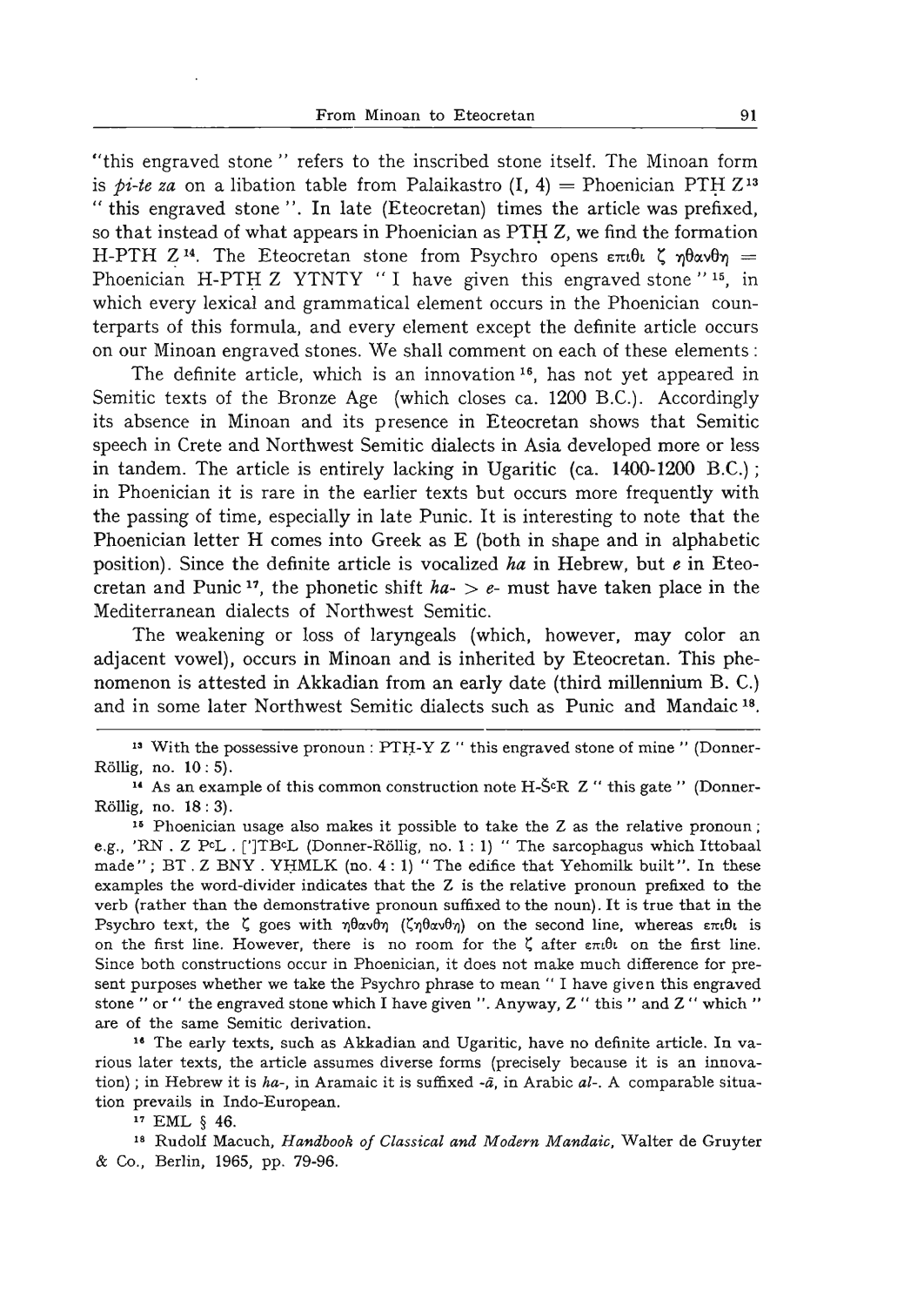"this engraved stone" refers to the inscribed stone itself. The Minoan form is *pi-te za* on a libation table from Palaikastro (I, 4) = Phoenician PTḤ Z[13] "this engraved stone". In late (Eteocretan) times the article was prefixed, so that instead of what appears in Phoenician as PTḤ Z, we find the formation H-PTḤ Z[14]. The Eteocretan stone from Psychro opens επιθι ζ ηθανθη = Phoenician H-PTḤ Z YTNTY "I have given this engraved stone"[15], in which every lexical and grammatical element occurs in the Phoenician counterparts of this formula, and every element except the definite article occurs on our Minoan engraved stones. We shall comment on each of these elements:

The definite article, which is an innovation[16], has not yet appeared in Semitic texts of the Bronze Age (which closes ca. 1200 B.C.). Accordingly its absence in Minoan and its presence in Eteocretan shows that Semitic speech in Crete and Northwest Semitic dialects in Asia developed more or less in tandem. The article is entirely lacking in Ugaritic (ca. 1400-1200 B.C.); in Phoenician it is rare in the earlier texts but occurs more frequently with the passing of time, especially in late Punic. It is interesting to note that the Phoenician letter H comes into Greek as E (both in shape and in alphabetic position). Since the definite article is vocalized *ha* in Hebrew, but *e* in Eteocretan and Punic[17], the phonetic shift *ha-* > *e-* must have taken place in the Mediterranean dialects of Northwest Semitic.

The weakening or loss of laryngeals (which, however, may color an adjacent vowel), occurs in Minoan and is inherited by Eteocretan. This phenomenon is attested in Akkadian from an early date (third millennium B. C.) and in some later Northwest Semitic dialects such as Punic and Mandaic[18].

---

[13] With the possessive pronoun: PTḤ-Y Z "this engraved stone of mine" (Donner-Röllig, no. 10: 5).

[14] As an example of this common construction note H-Š$^{c}$R Z "this gate" (Donner-Röllig, no. 18: 3).

[15] Phoenician usage also makes it possible to take the Z as the relative pronoun; e.g., 'RN . Z P$^{c}$L . [']TB$^{c}$L (Donner-Röllig, no. 1: 1) "The sarcophagus which Ittobaal made"; BT . Z BNY . YḤMLK (no. 4: 1) "The edifice that Yehomilk built". In these examples the word-divider indicates that the Z is the relative pronoun prefixed to the verb (rather than the demonstrative pronoun suffixed to the noun). It is true that in the Psychro text, the ζ goes with ηθανθη (ζηθανθη) on the second line, whereas επιθι is on the first line. However, there is no room for the ζ after επιθι on the first line. Since both constructions occur in Phoenician, it does not make much difference for present purposes whether we take the Psychro phrase to mean "I have given this engraved stone" or "the engraved stone which I have given". Anyway, Z "this" and Z "which" are of the same Semitic derivation.

[16] The early texts, such as Akkadian and Ugaritic, have no definite article. In various later texts, the article assumes diverse forms (precisely because it is an innovation); in Hebrew it is *ha-*, in Aramaic it is suffixed *-ā*, in Arabic *al-*. A comparable situation prevails in Indo-European.

[17] EML § 46.

[18] Rudolf Macuch, *Handbook of Classical and Modern Mandaic*, Walter de Gruyter & Co., Berlin, 1965, pp. 79-96.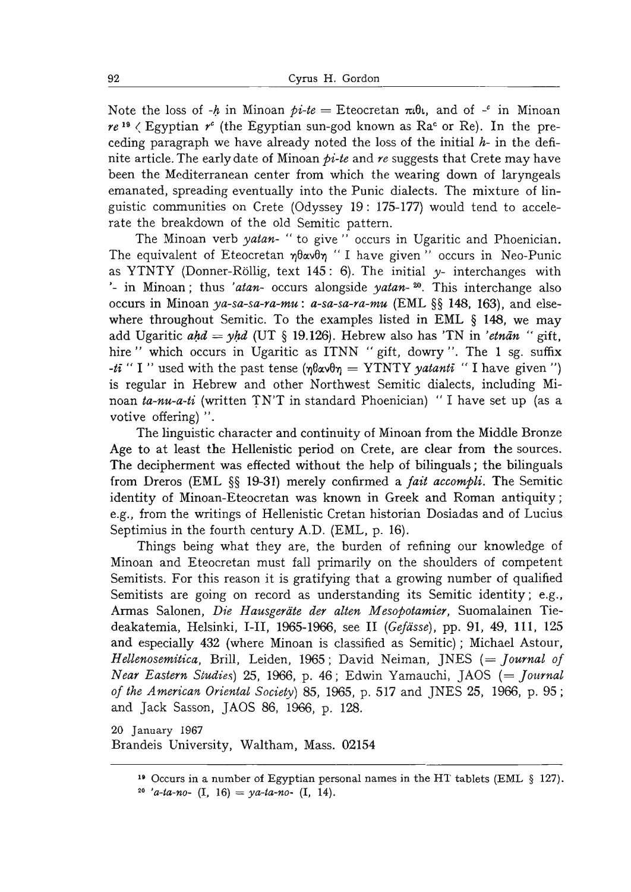Note the loss of *-ḥ* in Minoan *pi-te* = Eteocretan πιθι, and of *-ᶜ* in Minoan *re*[19] < Egyptian *rᶜ* (the Egyptian sun-god known as Raᶜ or Re). In the preceding paragraph we have already noted the loss of the initial *h-* in the definite article. The early date of Minoan *pi-te* and *re* suggests that Crete may have been the Mediterranean center from which the wearing down of laryngeals emanated, spreading eventually into the Punic dialects. The mixture of linguistic communities on Crete (Odyssey 19: 175-177) would tend to accelerate the breakdown of the old Semitic pattern.

The Minoan verb *yatan-* " to give " occurs in Ugaritic and Phoenician. The equivalent of Eteocretan ηθανθη " I have given " occurs in Neo-Punic as YTNTY (Donner-Röllig, text 145: 6). The initial *y-* interchanges with '- in Minoan; thus *'atan-* occurs alongside *yatan-*[20]. This interchange also occurs in Minoan *ya-sa-sa-ra-mu*: *a-sa-sa-ra-mu* (EML §§ 148, 163), and elsewhere throughout Semitic. To the examples listed in EML § 148, we may add Ugaritic *aḥd* = *yḥd* (UT § 19.126). Hebrew also has 'TN in *'etnān* " gift, hire " which occurs in Ugaritic as ITNN " gift, dowry ". The 1 sg. suffix *-tī* " I " used with the past tense (ηθανθη = YTNTY *yatantī* " I have given ") is regular in Hebrew and other Northwest Semitic dialects, including Minoan *ta-nu-a-ti* (written ṬN'T in standard Phoenician) " I have set up (as a votive offering) ".

The linguistic character and continuity of Minoan from the Middle Bronze Age to at least the Hellenistic period on Crete, are clear from the sources. The decipherment was effected without the help of bilinguals; the bilinguals from Dreros (EML §§ 19-31) merely confirmed a *fait accompli*. The Semitic identity of Minoan-Eteocretan was known in Greek and Roman antiquity; e.g., from the writings of Hellenistic Cretan historian Dosiadas and of Lucius Septimius in the fourth century A.D. (EML, p. 16).

Things being what they are, the burden of refining our knowledge of Minoan and Eteocretan must fall primarily on the shoulders of competent Semitists. For this reason it is gratifying that a growing number of qualified Semitists are going on record as understanding its Semitic identity; e.g., Armas Salonen, *Die Hausgeräte der alten Mesopotamier*, Suomalainen Tiedeakatemia, Helsinki, I-II, 1965-1966, see II (*Gefässe*), pp. 91, 49, 111, 125 and especially 432 (where Minoan is classified as Semitic); Michael Astour, *Hellenosemitica*, Brill, Leiden, 1965; David Neiman, JNES (= *Journal of Near Eastern Studies*) 25, 1966, p. 46; Edwin Yamauchi, JAOS (= *Journal of the American Oriental Society*) 85, 1965, p. 517 and JNES 25, 1966, p. 95; and Jack Sasson, JAOS 86, 1966, p. 128.

20 January 1967
Brandeis University, Waltham, Mass. 02154

---

[19] Occurs in a number of Egyptian personal names in the HT tablets (EML § 127).

[20] *'a-ta-no-* (I, 16) = *ya-ta-no-* (I, 14).